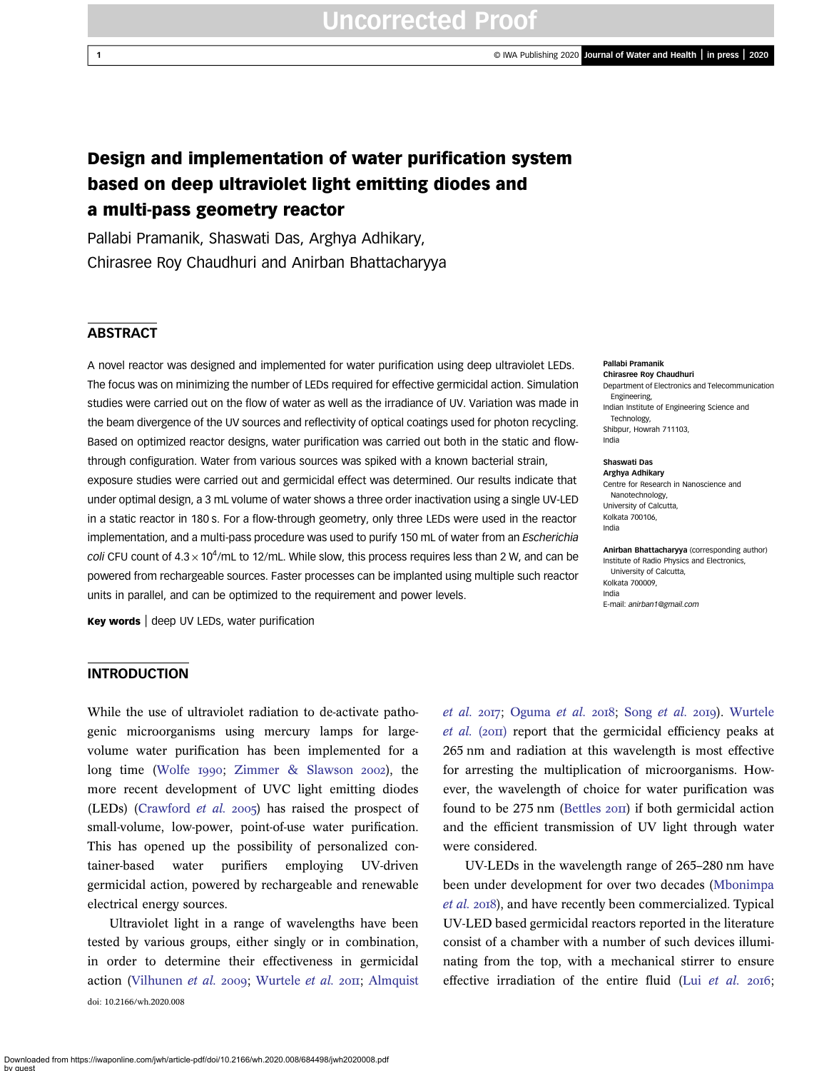# Design and implementation of water purification system based on deep ultraviolet light emitting diodes and a multi-pass geometry reactor

Pallabi Pramanik, Shaswati Das, Arghya Adhikary, Chirasree Roy Chaudhuri and Anirban Bhattacharyya

## ABSTRACT

A novel reactor was designed and implemented for water purification using deep ultraviolet LEDs. The focus was on minimizing the number of LEDs required for effective germicidal action. Simulation studies were carried out on the flow of water as well as the irradiance of UV. Variation was made in the beam divergence of the UV sources and reflectivity of optical coatings used for photon recycling. Based on optimized reactor designs, water purification was carried out both in the static and flow-through configuration. Water from various sources was spiked with a known bacterial strain, exposure studies were carried out and germicidal effect was determined. Our results indicate that under optimal design, a 3 mL volume of water shows a three order inactivation using a single UV-LED in a static reactor in 180 s. For a flow-through geometry, only three LEDs were used in the reactor implementation, and a multi-pass procedure was used to purify 150 mL of water from an *Escherichia coli* CFU count of $4.3 \times 10^4$/mL to 12/mL. While slow, this process requires less than 2 W, and can be powered from rechargeable sources. Faster processes can be implanted using multiple such reactor units in parallel, and can be optimized to the requirement and power levels.

**Key words** | deep UV LEDs, water purification

**Pallabi Pramanik**
**Chirasree Roy Chaudhuri**
Department of Electronics and Telecommunication Engineering,
Indian Institute of Engineering Science and Technology,
Shibpur, Howrah 711103,
India

**Shaswati Das**
**Arghya Adhikary**
Centre for Research in Nanoscience and Nanotechnology,
University of Calcutta,
Kolkata 700106,
India

**Anirban Bhattacharyya** (corresponding author)
Institute of Radio Physics and Electronics,
University of Calcutta,
Kolkata 700009,
India
E-mail: *anirban1@gmail.com*

## INTRODUCTION

While the use of ultraviolet radiation to de-activate pathogenic microorganisms using mercury lamps for large-volume water purification has been implemented for a long time (Wolfe 1990; Zimmer & Slawson 2002), the more recent development of UVC light emitting diodes (LEDs) (Crawford *et al.* 2005) has raised the prospect of small-volume, low-power, point-of-use water purification. This has opened up the possibility of personalized container-based water purifiers employing UV-driven germicidal action, powered by rechargeable and renewable electrical energy sources.

Ultraviolet light in a range of wavelengths have been tested by various groups, either singly or in combination, in order to determine their effectiveness in germicidal action (Vilhunen *et al.* 2009; Wurtele *et al.* 2011; Almquist *et al.* 2017; Oguma *et al.* 2018; Song *et al.* 2019). Wurtele *et al.* (2011) report that the germicidal efficiency peaks at 265 nm and radiation at this wavelength is most effective for arresting the multiplication of microorganisms. However, the wavelength of choice for water purification was found to be 275 nm (Bettles 2011) if both germicidal action and the efficient transmission of UV light through water were considered.

UV-LEDs in the wavelength range of 265–280 nm have been under development for over two decades (Mbonimpa *et al.* 2018), and have recently been commercialized. Typical UV-LED based germicidal reactors reported in the literature consist of a chamber with a number of such devices illuminating from the top, with a mechanical stirrer to ensure effective irradiation of the entire fluid (Lui *et al.* 2016;

doi: 10.2166/wh.2020.008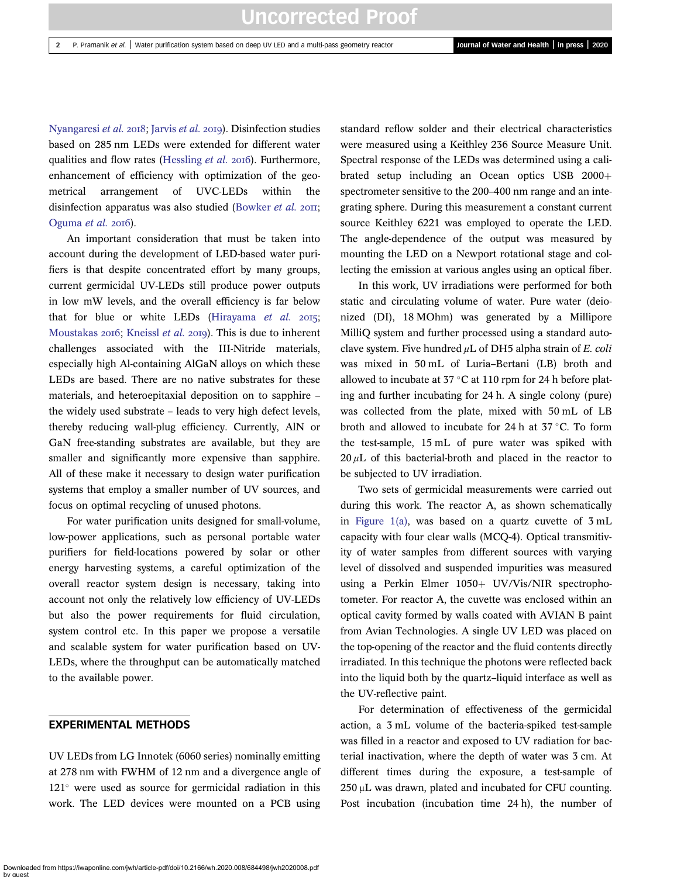Nyangaresi *et al.* 2018; Jarvis *et al.* 2019). Disinfection studies based on 285 nm LEDs were extended for different water qualities and flow rates (Hessling *et al.* 2016). Furthermore, enhancement of efficiency with optimization of the geometrical arrangement of UVC-LEDs within the disinfection apparatus was also studied (Bowker *et al.* 2011; Oguma *et al.* 2016).

An important consideration that must be taken into account during the development of LED-based water purifiers is that despite concentrated effort by many groups, current germicidal UV-LEDs still produce power outputs in low mW levels, and the overall efficiency is far below that for blue or white LEDs (Hirayama *et al.* 2015; Moustakas 2016; Kneissl *et al.* 2019). This is due to inherent challenges associated with the III-Nitride materials, especially high Al-containing AlGaN alloys on which these LEDs are based. There are no native substrates for these materials, and heteroepitaxial deposition on to sapphire – the widely used substrate – leads to very high defect levels, thereby reducing wall-plug efficiency. Currently, AlN or GaN free-standing substrates are available, but they are smaller and significantly more expensive than sapphire. All of these make it necessary to design water purification systems that employ a smaller number of UV sources, and focus on optimal recycling of unused photons.

For water purification units designed for small-volume, low-power applications, such as personal portable water purifiers for field-locations powered by solar or other energy harvesting systems, a careful optimization of the overall reactor system design is necessary, taking into account not only the relatively low efficiency of UV-LEDs but also the power requirements for fluid circulation, system control etc. In this paper we propose a versatile and scalable system for water purification based on UV-LEDs, where the throughput can be automatically matched to the available power.

## EXPERIMENTAL METHODS

UV LEDs from LG Innotek (6060 series) nominally emitting at 278 nm with FWHM of 12 nm and a divergence angle of 121° were used as source for germicidal radiation in this work. The LED devices were mounted on a PCB using standard reflow solder and their electrical characteristics were measured using a Keithley 236 Source Measure Unit. Spectral response of the LEDs was determined using a calibrated setup including an Ocean optics USB 2000+ spectrometer sensitive to the 200–400 nm range and an integrating sphere. During this measurement a constant current source Keithley 6221 was employed to operate the LED. The angle-dependence of the output was measured by mounting the LED on a Newport rotational stage and collecting the emission at various angles using an optical fiber.

In this work, UV irradiations were performed for both static and circulating volume of water. Pure water (deionized (DI), 18 MOhm) was generated by a Millipore MilliQ system and further processed using a standard autoclave system. Five hundred $\mu$L of DH5 alpha strain of *E. coli* was mixed in 50 mL of Luria–Bertani (LB) broth and allowed to incubate at 37 °C at 110 rpm for 24 h before plating and further incubating for 24 h. A single colony (pure) was collected from the plate, mixed with 50 mL of LB broth and allowed to incubate for 24 h at 37 °C. To form the test-sample, 15 mL of pure water was spiked with 20 $\mu$L of this bacterial-broth and placed in the reactor to be subjected to UV irradiation.

Two sets of germicidal measurements were carried out during this work. The reactor A, as shown schematically in Figure 1(a), was based on a quartz cuvette of 3 mL capacity with four clear walls (MCQ-4). Optical transmittivity of water samples from different sources with varying level of dissolved and suspended impurities was measured using a Perkin Elmer 1050+ UV/Vis/NIR spectrophotometer. For reactor A, the cuvette was enclosed within an optical cavity formed by walls coated with AVIAN B paint from Avian Technologies. A single UV LED was placed on the top-opening of the reactor and the fluid contents directly irradiated. In this technique the photons were reflected back into the liquid both by the quartz–liquid interface as well as the UV-reflective paint.

For determination of effectiveness of the germicidal action, a 3 mL volume of the bacteria-spiked test-sample was filled in a reactor and exposed to UV radiation for bacterial inactivation, where the depth of water was 3 cm. At different times during the exposure, a test-sample of 250 μL was drawn, plated and incubated for CFU counting. Post incubation (incubation time 24 h), the number of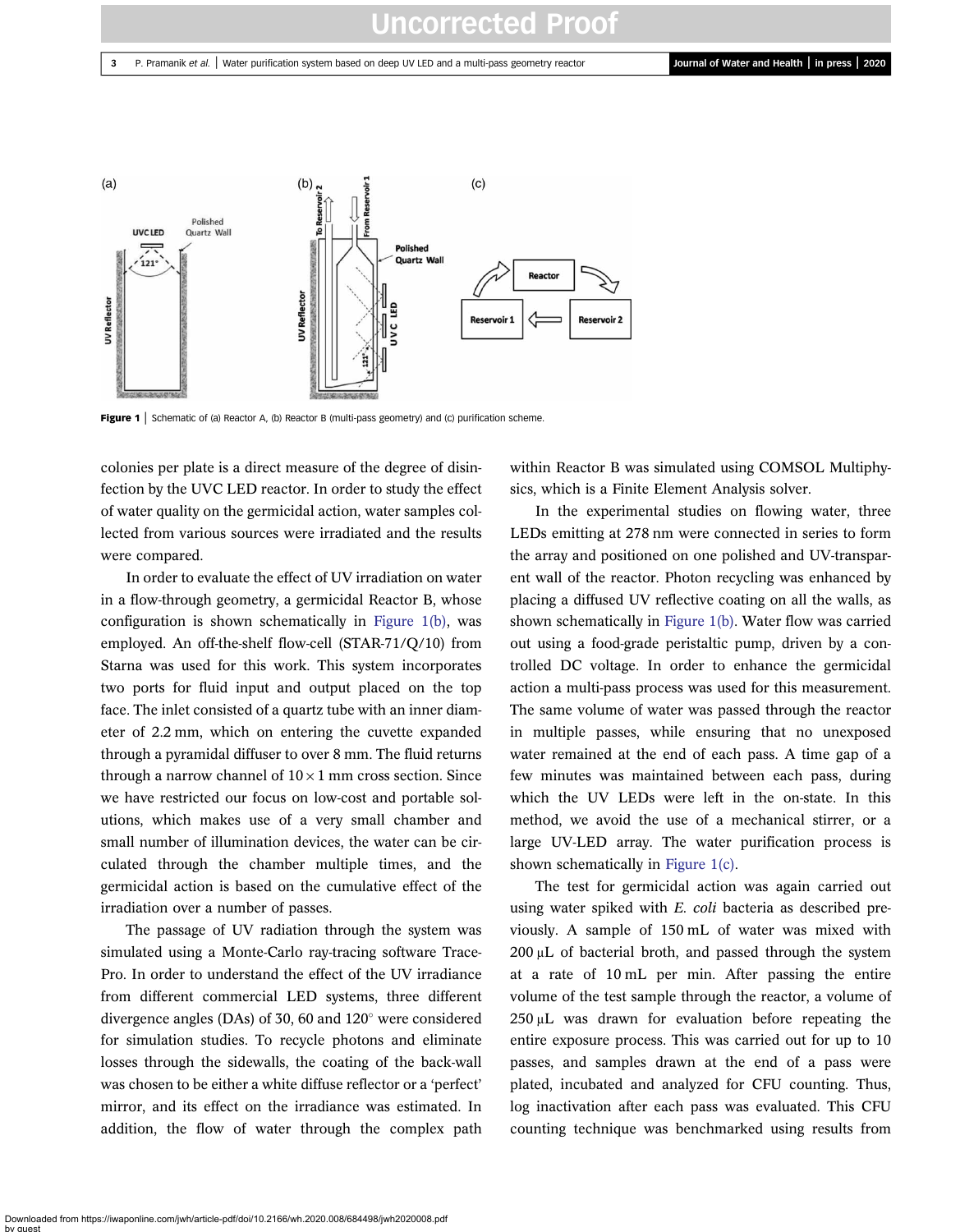Figure 1 | Schematic of (a) Reactor A, (b) Reactor B (multi-pass geometry) and (c) purification scheme.

colonies per plate is a direct measure of the degree of disinfection by the UVC LED reactor. In order to study the effect of water quality on the germicidal action, water samples collected from various sources were irradiated and the results were compared.

In order to evaluate the effect of UV irradiation on water in a flow-through geometry, a germicidal Reactor B, whose configuration is shown schematically in Figure 1(b), was employed. An off-the-shelf flow-cell (STAR-71/Q/10) from Starna was used for this work. This system incorporates two ports for fluid input and output placed on the top face. The inlet consisted of a quartz tube with an inner diameter of 2.2 mm, which on entering the cuvette expanded through a pyramidal diffuser to over 8 mm. The fluid returns through a narrow channel of $10 \times 1$ mm cross section. Since we have restricted our focus on low-cost and portable solutions, which makes use of a very small chamber and small number of illumination devices, the water can be circulated through the chamber multiple times, and the germicidal action is based on the cumulative effect of the irradiation over a number of passes.

The passage of UV radiation through the system was simulated using a Monte-Carlo ray-tracing software TracePro. In order to understand the effect of the UV irradiance from different commercial LED systems, three different divergence angles (DAs) of 30, 60 and 120° were considered for simulation studies. To recycle photons and eliminate losses through the sidewalls, the coating of the back-wall was chosen to be either a white diffuse reflector or a 'perfect' mirror, and its effect on the irradiance was estimated. In addition, the flow of water through the complex path within Reactor B was simulated using COMSOL Multiphysics, which is a Finite Element Analysis solver.

In the experimental studies on flowing water, three LEDs emitting at 278 nm were connected in series to form the array and positioned on one polished and UV-transparent wall of the reactor. Photon recycling was enhanced by placing a diffused UV reflective coating on all the walls, as shown schematically in Figure 1(b). Water flow was carried out using a food-grade peristaltic pump, driven by a controlled DC voltage. In order to enhance the germicidal action a multi-pass process was used for this measurement. The same volume of water was passed through the reactor in multiple passes, while ensuring that no unexposed water remained at the end of each pass. A time gap of a few minutes was maintained between each pass, during which the UV LEDs were left in the on-state. In this method, we avoid the use of a mechanical stirrer, or a large UV-LED array. The water purification process is shown schematically in Figure 1(c).

The test for germicidal action was again carried out using water spiked with *E. coli* bacteria as described previously. A sample of 150 mL of water was mixed with 200 μL of bacterial broth, and passed through the system at a rate of 10 mL per min. After passing the entire volume of the test sample through the reactor, a volume of 250 μL was drawn for evaluation before repeating the entire exposure process. This was carried out for up to 10 passes, and samples drawn at the end of a pass were plated, incubated and analyzed for CFU counting. Thus, log inactivation after each pass was evaluated. This CFU counting technique was benchmarked using results from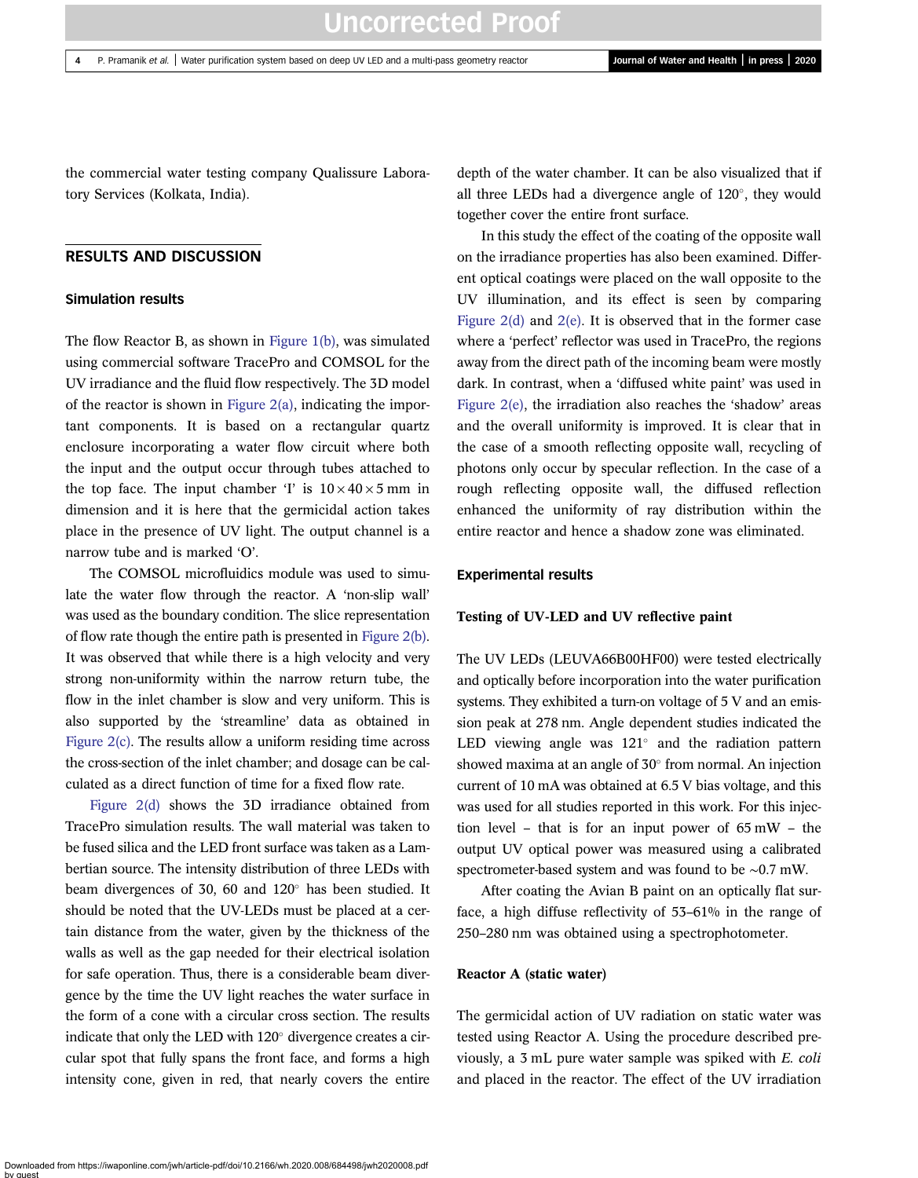the commercial water testing company Qualissure Laboratory Services (Kolkata, India).

## RESULTS AND DISCUSSION

### Simulation results

The flow Reactor B, as shown in Figure 1(b), was simulated using commercial software TracePro and COMSOL for the UV irradiance and the fluid flow respectively. The 3D model of the reactor is shown in Figure 2(a), indicating the important components. It is based on a rectangular quartz enclosure incorporating a water flow circuit where both the input and the output occur through tubes attached to the top face. The input chamber 'I' is $10 \times 40 \times 5$ mm in dimension and it is here that the germicidal action takes place in the presence of UV light. The output channel is a narrow tube and is marked 'O'.

The COMSOL microfluidics module was used to simulate the water flow through the reactor. A 'non-slip wall' was used as the boundary condition. The slice representation of flow rate though the entire path is presented in Figure 2(b). It was observed that while there is a high velocity and very strong non-uniformity within the narrow return tube, the flow in the inlet chamber is slow and very uniform. This is also supported by the 'streamline' data as obtained in Figure 2(c). The results allow a uniform residing time across the cross-section of the inlet chamber; and dosage can be calculated as a direct function of time for a fixed flow rate.

Figure 2(d) shows the 3D irradiance obtained from TracePro simulation results. The wall material was taken to be fused silica and the LED front surface was taken as a Lambertian source. The intensity distribution of three LEDs with beam divergences of 30, 60 and 120° has been studied. It should be noted that the UV-LEDs must be placed at a certain distance from the water, given by the thickness of the walls as well as the gap needed for their electrical isolation for safe operation. Thus, there is a considerable beam divergence by the time the UV light reaches the water surface in the form of a cone with a circular cross section. The results indicate that only the LED with 120° divergence creates a circular spot that fully spans the front face, and forms a high intensity cone, given in red, that nearly covers the entire depth of the water chamber. It can be also visualized that if all three LEDs had a divergence angle of 120°, they would together cover the entire front surface.

In this study the effect of the coating of the opposite wall on the irradiance properties has also been examined. Different optical coatings were placed on the wall opposite to the UV illumination, and its effect is seen by comparing Figure 2(d) and 2(e). It is observed that in the former case where a 'perfect' reflector was used in TracePro, the regions away from the direct path of the incoming beam were mostly dark. In contrast, when a 'diffused white paint' was used in Figure 2(e), the irradiation also reaches the 'shadow' areas and the overall uniformity is improved. It is clear that in the case of a smooth reflecting opposite wall, recycling of photons only occur by specular reflection. In the case of a rough reflecting opposite wall, the diffused reflection enhanced the uniformity of ray distribution within the entire reactor and hence a shadow zone was eliminated.

### Experimental results

#### Testing of UV-LED and UV reflective paint

The UV LEDs (LEUVA66B00HF00) were tested electrically and optically before incorporation into the water purification systems. They exhibited a turn-on voltage of 5 V and an emission peak at 278 nm. Angle dependent studies indicated the LED viewing angle was 121° and the radiation pattern showed maxima at an angle of 30° from normal. An injection current of 10 mA was obtained at 6.5 V bias voltage, and this was used for all studies reported in this work. For this injection level – that is for an input power of 65 mW – the output UV optical power was measured using a calibrated spectrometer-based system and was found to be ~0.7 mW.

After coating the Avian B paint on an optically flat surface, a high diffuse reflectivity of 53–61% in the range of 250–280 nm was obtained using a spectrophotometer.

#### Reactor A (static water)

The germicidal action of UV radiation on static water was tested using Reactor A. Using the procedure described previously, a 3 mL pure water sample was spiked with *E. coli* and placed in the reactor. The effect of the UV irradiation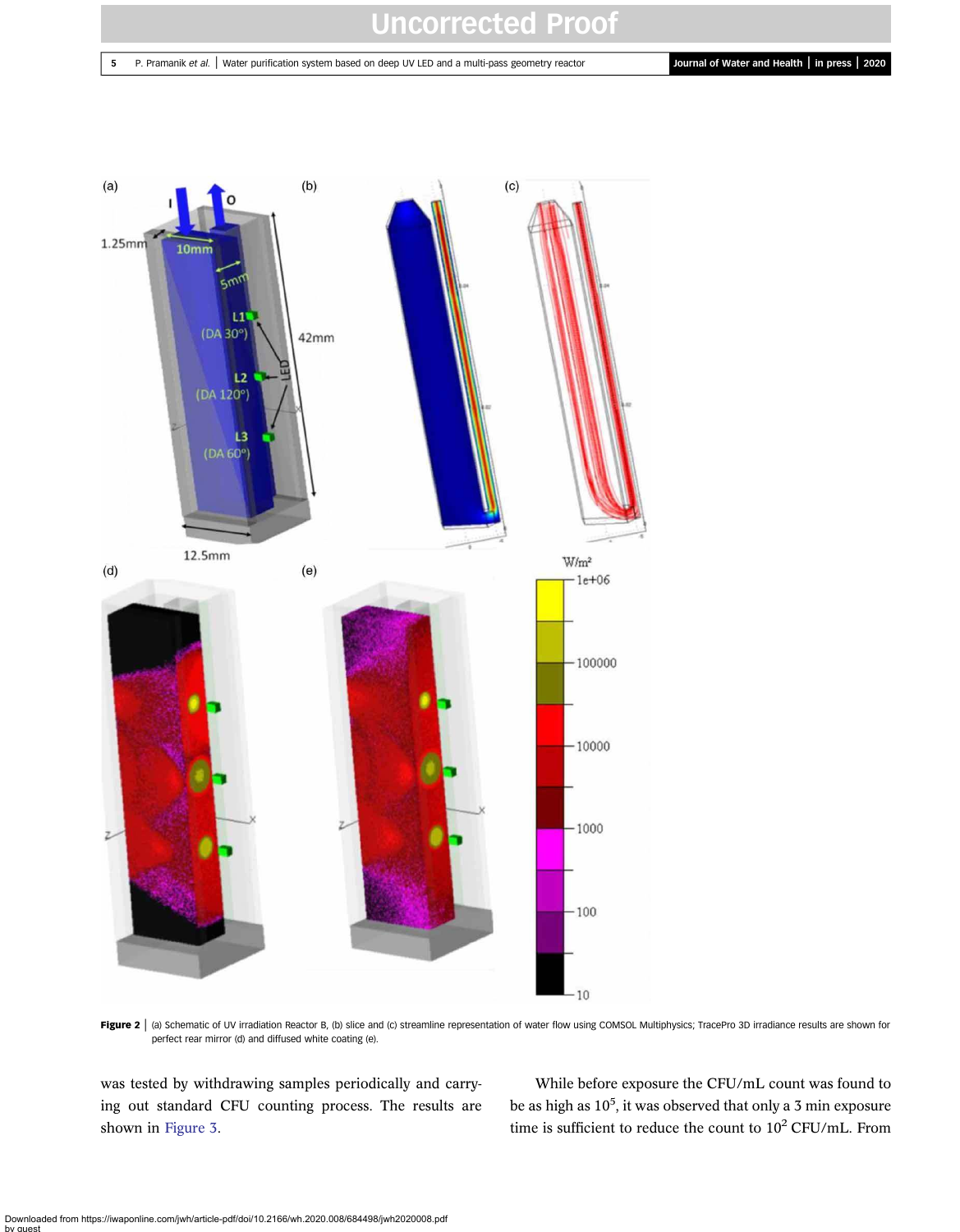**Figure 2** | (a) Schematic of UV irradiation Reactor B, (b) slice and (c) streamline representation of water flow using COMSOL Multiphysics; TracePro 3D irradiance results are shown for perfect rear mirror (d) and diffused white coating (e).

was tested by withdrawing samples periodically and carrying out standard CFU counting process. The results are shown in Figure 3.

While before exposure the CFU/mL count was found to be as high as $10^5$, it was observed that only a 3 min exposure time is sufficient to reduce the count to $10^2$ CFU/mL. From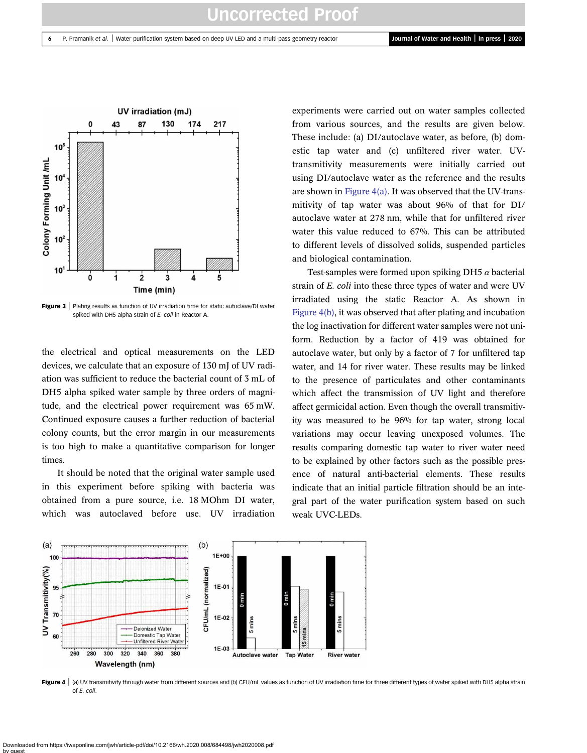Figure 3 | Plating results as function of UV irradiation time for static autoclave/DI water spiked with DH5 alpha strain of *E. coli* in Reactor A.

the electrical and optical measurements on the LED devices, we calculate that an exposure of 130 mJ of UV radiation was sufficient to reduce the bacterial count of 3 mL of DH5 alpha spiked water sample by three orders of magnitude, and the electrical power requirement was 65 mW. Continued exposure causes a further reduction of bacterial colony counts, but the error margin in our measurements is too high to make a quantitative comparison for longer times.

It should be noted that the original water sample used in this experiment before spiking with bacteria was obtained from a pure source, i.e. 18 MOhm DI water, which was autoclaved before use. UV irradiation experiments were carried out on water samples collected from various sources, and the results are given below. These include: (a) DI/autoclave water, as before, (b) domestic tap water and (c) unfiltered river water. UV-transmitivity measurements were initially carried out using DI/autoclave water as the reference and the results are shown in Figure 4(a). It was observed that the UV-transmitivity of tap water was about 96% of that for DI/autoclave water at 278 nm, while that for unfiltered river water this value reduced to 67%. This can be attributed to different levels of dissolved solids, suspended particles and biological contamination.

Test-samples were formed upon spiking DH5 $\alpha$ bacterial strain of *E. coli* into these three types of water and were UV irradiated using the static Reactor A. As shown in Figure 4(b), it was observed that after plating and incubation the log inactivation for different water samples were not uniform. Reduction by a factor of 419 was obtained for autoclave water, but only by a factor of 7 for unfiltered tap water, and 14 for river water. These results may be linked to the presence of particulates and other contaminants which affect the transmission of UV light and therefore affect germicidal action. Even though the overall transmitivity was measured to be 96% for tap water, strong local variations may occur leaving unexposed volumes. The results comparing domestic tap water to river water need to be explained by other factors such as the possible presence of natural anti-bacterial elements. These results indicate that an initial particle filtration should be an integral part of the water purification system based on such weak UVC-LEDs.

Figure 4 | (a) UV transmitivity through water from different sources and (b) CFU/mL values as function of UV irradiation time for three different types of water spiked with DH5 alpha strain of *E. coli*.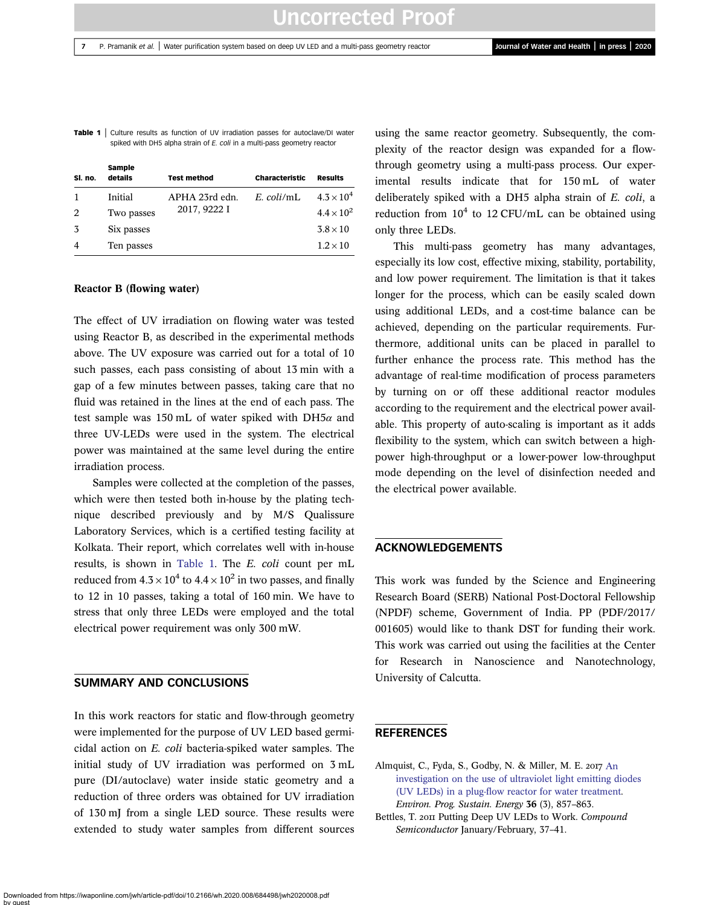**Table 1** | Culture results as function of UV irradiation passes for autoclave/DI water spiked with DH5 alpha strain of *E. coli* in a multi-pass geometry reactor

| Sl. no. | Sample details | Test method | Characteristic | Results |
|---|---|---|---|---|
| 1 | Initial | APHA 23rd edn. 2017, 9222 I | *E. coli*/mL | $4.3 \times 10^4$ |
| 2 | Two passes | | | $4.4 \times 10^2$ |
| 3 | Six passes | | | $3.8 \times 10$ |
| 4 | Ten passes | | | $1.2 \times 10$ |

**Reactor B (flowing water)**

The effect of UV irradiation on flowing water was tested using Reactor B, as described in the experimental methods above. The UV exposure was carried out for a total of 10 such passes, each pass consisting of about 13 min with a gap of a few minutes between passes, taking care that no fluid was retained in the lines at the end of each pass. The test sample was 150 mL of water spiked with DH5$\alpha$ and three UV-LEDs were used in the system. The electrical power was maintained at the same level during the entire irradiation process.

Samples were collected at the completion of the passes, which were then tested both in-house by the plating technique described previously and by M/S Qualissure Laboratory Services, which is a certified testing facility at Kolkata. Their report, which correlates well with in-house results, is shown in Table 1. The *E. coli* count per mL reduced from $4.3 \times 10^4$ to $4.4 \times 10^2$ in two passes, and finally to 12 in 10 passes, taking a total of 160 min. We have to stress that only three LEDs were employed and the total electrical power requirement was only 300 mW.

## SUMMARY AND CONCLUSIONS

In this work reactors for static and flow-through geometry were implemented for the purpose of UV LED based germicidal action on *E. coli* bacteria-spiked water samples. The initial study of UV irradiation was performed on 3 mL pure (DI/autoclave) water inside static geometry and a reduction of three orders was obtained for UV irradiation of 130 mJ from a single LED source. These results were extended to study water samples from different sources using the same reactor geometry. Subsequently, the complexity of the reactor design was expanded for a flow-through geometry using a multi-pass process. Our experimental results indicate that for 150 mL of water deliberately spiked with a DH5 alpha strain of *E. coli*, a reduction from $10^4$ to 12 CFU/mL can be obtained using only three LEDs.

This multi-pass geometry has many advantages, especially its low cost, effective mixing, stability, portability, and low power requirement. The limitation is that it takes longer for the process, which can be easily scaled down using additional LEDs, and a cost-time balance can be achieved, depending on the particular requirements. Furthermore, additional units can be placed in parallel to further enhance the process rate. This method has the advantage of real-time modification of process parameters by turning on or off these additional reactor modules according to the requirement and the electrical power available. This property of auto-scaling is important as it adds flexibility to the system, which can switch between a high-power high-throughput or a lower-power low-throughput mode depending on the level of disinfection needed and the electrical power available.

## ACKNOWLEDGEMENTS

This work was funded by the Science and Engineering Research Board (SERB) National Post-Doctoral Fellowship (NPDF) scheme, Government of India. PP (PDF/2017/001605) would like to thank DST for funding their work. This work was carried out using the facilities at the Center for Research in Nanoscience and Nanotechnology, University of Calcutta.

## REFERENCES

Almquist, C., Fyda, S., Godby, N. & Miller, M. E. 2017 An investigation on the use of ultraviolet light emitting diodes (UV LEDs) in a plug-flow reactor for water treatment. *Environ. Prog. Sustain. Energy* **36** (3), 857–863.

Bettles, T. 2011 Putting Deep UV LEDs to Work. *Compound Semiconductor* January/February, 37–41.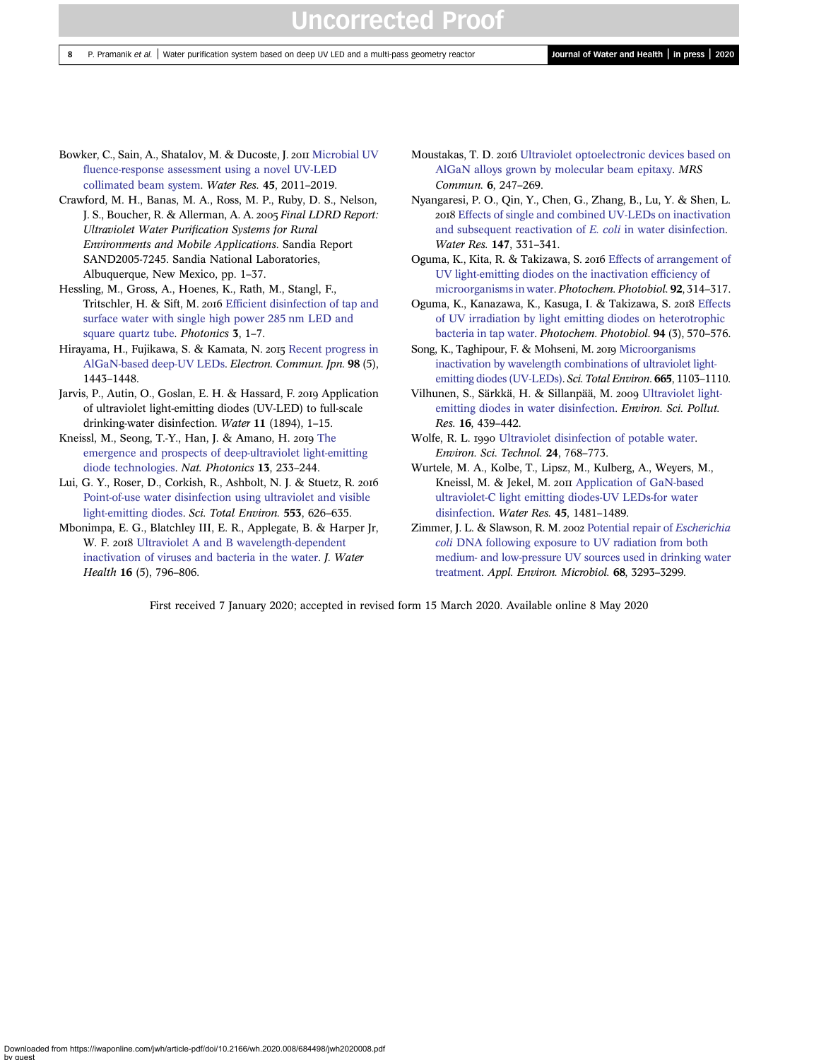Bowker, C., Sain, A., Shatalov, M. & Ducoste, J. 2011 Microbial UV fluence-response assessment using a novel UV-LED collimated beam system. *Water Res.* **45**, 2011–2019.

Crawford, M. H., Banas, M. A., Ross, M. P., Ruby, D. S., Nelson, J. S., Boucher, R. & Allerman, A. A. 2005 *Final LDRD Report: Ultraviolet Water Purification Systems for Rural Environments and Mobile Applications*. Sandia Report SAND2005-7245. Sandia National Laboratories, Albuquerque, New Mexico, pp. 1–37.

Hessling, M., Gross, A., Hoenes, K., Rath, M., Stangl, F., Tritschler, H. & Sift, M. 2016 Efficient disinfection of tap and surface water with single high power 285 nm LED and square quartz tube. *Photonics* **3**, 1–7.

Hirayama, H., Fujikawa, S. & Kamata, N. 2015 Recent progress in AlGaN-based deep-UV LEDs. *Electron. Commun. Jpn.* **98** (5), 1443–1448.

Jarvis, P., Autin, O., Goslan, E. H. & Hassard, F. 2019 Application of ultraviolet light-emitting diodes (UV-LED) to full-scale drinking-water disinfection. *Water* **11** (1894), 1–15.

Kneissl, M., Seong, T.-Y., Han, J. & Amano, H. 2019 The emergence and prospects of deep-ultraviolet light-emitting diode technologies. *Nat. Photonics* **13**, 233–244.

Lui, G. Y., Roser, D., Corkish, R., Ashbolt, N. J. & Stuetz, R. 2016 Point-of-use water disinfection using ultraviolet and visible light-emitting diodes. *Sci. Total Environ.* **553**, 626–635.

Mbonimpa, E. G., Blatchley III, E. R., Applegate, B. & Harper Jr, W. F. 2018 Ultraviolet A and B wavelength-dependent inactivation of viruses and bacteria in the water. *J. Water Health* **16** (5), 796–806.

Moustakas, T. D. 2016 Ultraviolet optoelectronic devices based on AlGaN alloys grown by molecular beam epitaxy. *MRS Commun.* **6**, 247–269.

Nyangaresi, P. O., Qin, Y., Chen, G., Zhang, B., Lu, Y. & Shen, L. 2018 Effects of single and combined UV-LEDs on inactivation and subsequent reactivation of *E. coli* in water disinfection. *Water Res.* **147**, 331–341.

Oguma, K., Kita, R. & Takizawa, S. 2016 Effects of arrangement of UV light-emitting diodes on the inactivation efficiency of microorganisms in water. *Photochem. Photobiol.* **92**, 314–317.

Oguma, K., Kanazawa, K., Kasuga, I. & Takizawa, S. 2018 Effects of UV irradiation by light emitting diodes on heterotrophic bacteria in tap water. *Photochem. Photobiol.* **94** (3), 570–576.

Song, K., Taghipour, F. & Mohseni, M. 2019 Microorganisms inactivation by wavelength combinations of ultraviolet light-emitting diodes (UV-LEDs). *Sci. Total Environ.* **665**, 1103–1110.

Vilhunen, S., Särkkä, H. & Sillanpää, M. 2009 Ultraviolet light-emitting diodes in water disinfection. *Environ. Sci. Pollut. Res.* **16**, 439–442.

Wolfe, R. L. 1990 Ultraviolet disinfection of potable water. *Environ. Sci. Technol.* **24**, 768–773.

Wurtele, M. A., Kolbe, T., Lipsz, M., Kulberg, A., Weyers, M., Kneissl, M. & Jekel, M. 2011 Application of GaN-based ultraviolet-C light emitting diodes-UV LEDs-for water disinfection. *Water Res.* **45**, 1481–1489.

Zimmer, J. L. & Slawson, R. M. 2002 Potential repair of *Escherichia coli* DNA following exposure to UV radiation from both medium- and low-pressure UV sources used in drinking water treatment. *Appl. Environ. Microbiol.* **68**, 3293–3299.

First received 7 January 2020; accepted in revised form 15 March 2020. Available online 8 May 2020